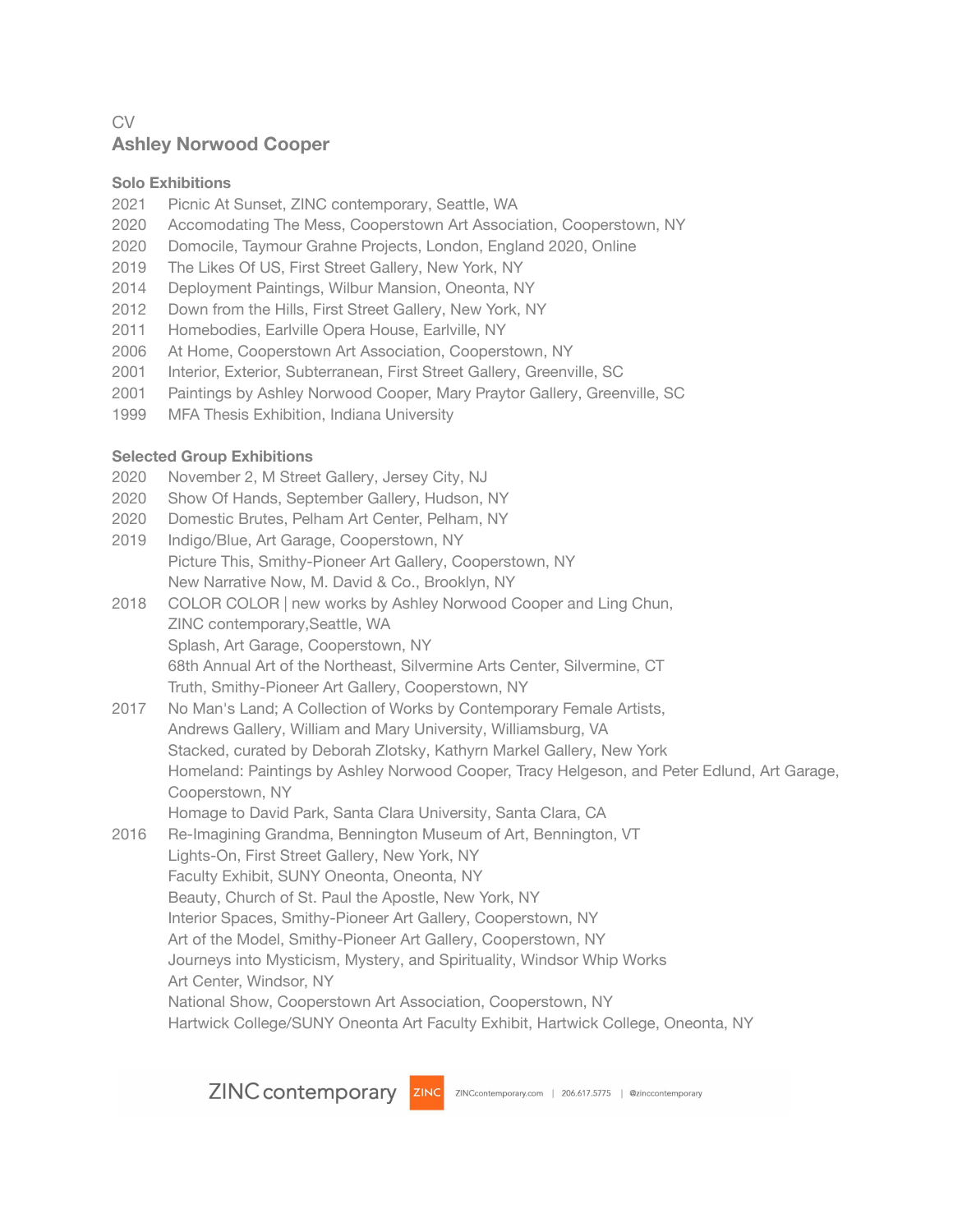CV

# Ashley Norwood Cooper

## Solo Exhibitions

2021 Picnic At Sunset, ZINC contemporary, Seattle, WA
2020 Accomodating The Mess, Cooperstown Art Association, Cooperstown, NY
2020 Domocile, Taymour Grahne Projects, London, England 2020, Online
2019 The Likes Of US, First Street Gallery, New York, NY
2014 Deployment Paintings, Wilbur Mansion, Oneonta, NY
2012 Down from the Hills, First Street Gallery, New York, NY
2011 Homebodies, Earlville Opera House, Earlville, NY
2006 At Home, Cooperstown Art Association, Cooperstown, NY
2001 Interior, Exterior, Subterranean, First Street Gallery, Greenville, SC
2001 Paintings by Ashley Norwood Cooper, Mary Praytor Gallery, Greenville, SC
1999 MFA Thesis Exhibition, Indiana University

## Selected Group Exhibitions

2020 November 2, M Street Gallery, Jersey City, NJ
2020 Show Of Hands, September Gallery, Hudson, NY
2020 Domestic Brutes, Pelham Art Center, Pelham, NY
2019 Indigo/Blue, Art Garage, Cooperstown, NY
Picture This, Smithy-Pioneer Art Gallery, Cooperstown, NY
New Narrative Now, M. David & Co., Brooklyn, NY
2018 COLOR COLOR | new works by Ashley Norwood Cooper and Ling Chun, ZINC contemporary,Seattle, WA
Splash, Art Garage, Cooperstown, NY
68th Annual Art of the Northeast, Silvermine Arts Center, Silvermine, CT
Truth, Smithy-Pioneer Art Gallery, Cooperstown, NY
2017 No Man's Land; A Collection of Works by Contemporary Female Artists, Andrews Gallery, William and Mary University, Williamsburg, VA
Stacked, curated by Deborah Zlotsky, Kathyrn Markel Gallery, New York
Homeland: Paintings by Ashley Norwood Cooper, Tracy Helgeson, and Peter Edlund, Art Garage, Cooperstown, NY
Homage to David Park, Santa Clara University, Santa Clara, CA
2016 Re-Imagining Grandma, Bennington Museum of Art, Bennington, VT
Lights-On, First Street Gallery, New York, NY
Faculty Exhibit, SUNY Oneonta, Oneonta, NY
Beauty, Church of St. Paul the Apostle, New York, NY
Interior Spaces, Smithy-Pioneer Art Gallery, Cooperstown, NY
Art of the Model, Smithy-Pioneer Art Gallery, Cooperstown, NY
Journeys into Mysticism, Mystery, and Spirituality, Windsor Whip Works Art Center, Windsor, NY
National Show, Cooperstown Art Association, Cooperstown, NY
Hartwick College/SUNY Oneonta Art Faculty Exhibit, Hartwick College, Oneonta, NY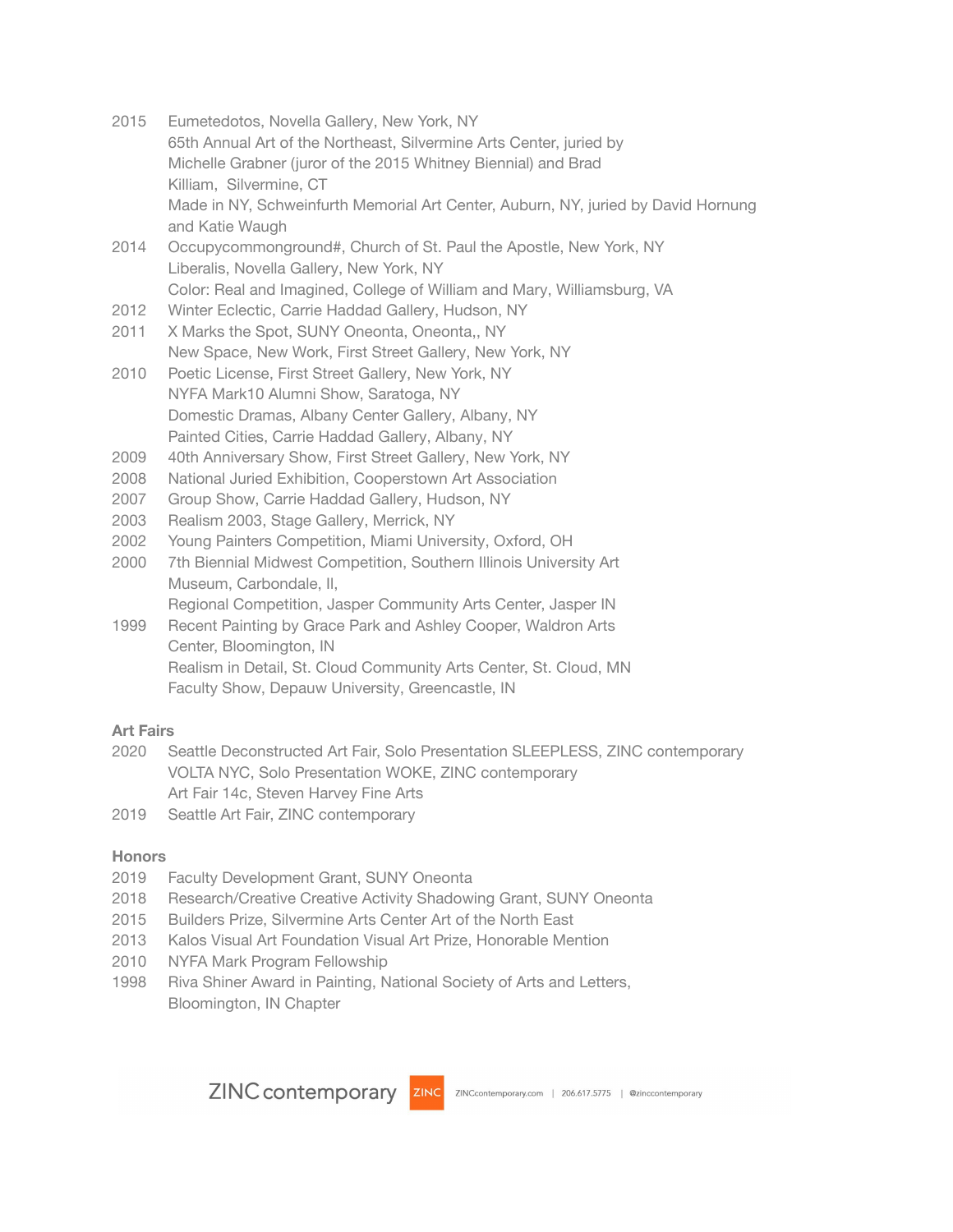2015 Eumetedotos, Novella Gallery, New York, NY
65th Annual Art of the Northeast, Silvermine Arts Center, juried by Michelle Grabner (juror of the 2015 Whitney Biennial) and Brad Killiam, Silvermine, CT
Made in NY, Schweinfurth Memorial Art Center, Auburn, NY, juried by David Hornung and Katie Waugh

2014 Occupycommonground#, Church of St. Paul the Apostle, New York, NY
Liberalis, Novella Gallery, New York, NY
Color: Real and Imagined, College of William and Mary, Williamsburg, VA

2012 Winter Eclectic, Carrie Haddad Gallery, Hudson, NY

2011 X Marks the Spot, SUNY Oneonta, Oneonta,, NY
New Space, New Work, First Street Gallery, New York, NY

2010 Poetic License, First Street Gallery, New York, NY
NYFA Mark10 Alumni Show, Saratoga, NY
Domestic Dramas, Albany Center Gallery, Albany, NY
Painted Cities, Carrie Haddad Gallery, Albany, NY

2009 40th Anniversary Show, First Street Gallery, New York, NY

2008 National Juried Exhibition, Cooperstown Art Association

2007 Group Show, Carrie Haddad Gallery, Hudson, NY

2003 Realism 2003, Stage Gallery, Merrick, NY

2002 Young Painters Competition, Miami University, Oxford, OH

2000 7th Biennial Midwest Competition, Southern Illinois University Art Museum, Carbondale, Il,
Regional Competition, Jasper Community Arts Center, Jasper IN

1999 Recent Painting by Grace Park and Ashley Cooper, Waldron Arts Center, Bloomington, IN
Realism in Detail, St. Cloud Community Arts Center, St. Cloud, MN
Faculty Show, Depauw University, Greencastle, IN

**Art Fairs**

2020 Seattle Deconstructed Art Fair, Solo Presentation SLEEPLESS, ZINC contemporary
VOLTA NYC, Solo Presentation WOKE, ZINC contemporary
Art Fair 14c, Steven Harvey Fine Arts

2019 Seattle Art Fair, ZINC contemporary

**Honors**

2019 Faculty Development Grant, SUNY Oneonta

2018 Research/Creative Creative Activity Shadowing Grant, SUNY Oneonta

2015 Builders Prize, Silvermine Arts Center Art of the North East

2013 Kalos Visual Art Foundation Visual Art Prize, Honorable Mention

2010 NYFA Mark Program Fellowship

1998 Riva Shiner Award in Painting, National Society of Arts and Letters, Bloomington, IN Chapter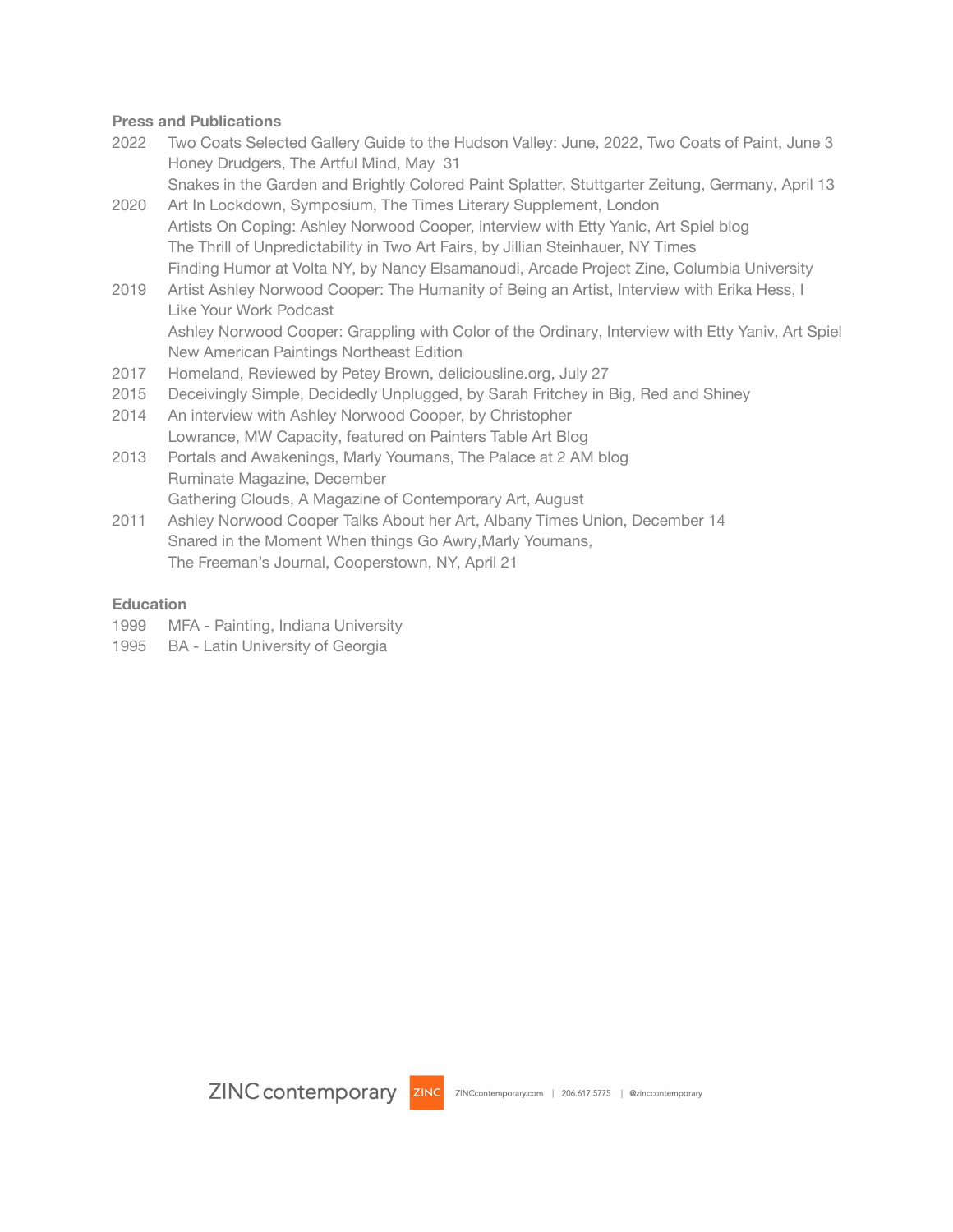**Press and Publications**

2022 Two Coats Selected Gallery Guide to the Hudson Valley: June, 2022, Two Coats of Paint, June 3
Honey Drudgers, The Artful Mind, May 31
Snakes in the Garden and Brightly Colored Paint Splatter, Stuttgarter Zeitung, Germany, April 13

2020 Art In Lockdown, Symposium, The Times Literary Supplement, London
Artists On Coping: Ashley Norwood Cooper, interview with Etty Yanic, Art Spiel blog
The Thrill of Unpredictability in Two Art Fairs, by Jillian Steinhauer, NY Times
Finding Humor at Volta NY, by Nancy Elsamanoudi, Arcade Project Zine, Columbia University

2019 Artist Ashley Norwood Cooper: The Humanity of Being an Artist, Interview with Erika Hess, I Like Your Work Podcast
Ashley Norwood Cooper: Grappling with Color of the Ordinary, Interview with Etty Yaniv, Art Spiel
New American Paintings Northeast Edition

2017 Homeland, Reviewed by Petey Brown, deliciousline.org, July 27

2015 Deceivingly Simple, Decidedly Unplugged, by Sarah Fritchey in Big, Red and Shiney

2014 An interview with Ashley Norwood Cooper, by Christopher Lowrance, MW Capacity, featured on Painters Table Art Blog

2013 Portals and Awakenings, Marly Youmans, The Palace at 2 AM blog
Ruminate Magazine, December
Gathering Clouds, A Magazine of Contemporary Art, August

2011 Ashley Norwood Cooper Talks About her Art, Albany Times Union, December 14
Snared in the Moment When things Go Awry,Marly Youmans,
The Freeman's Journal, Cooperstown, NY, April 21

**Education**

1999 MFA - Painting, Indiana University
1995 BA - Latin University of Georgia